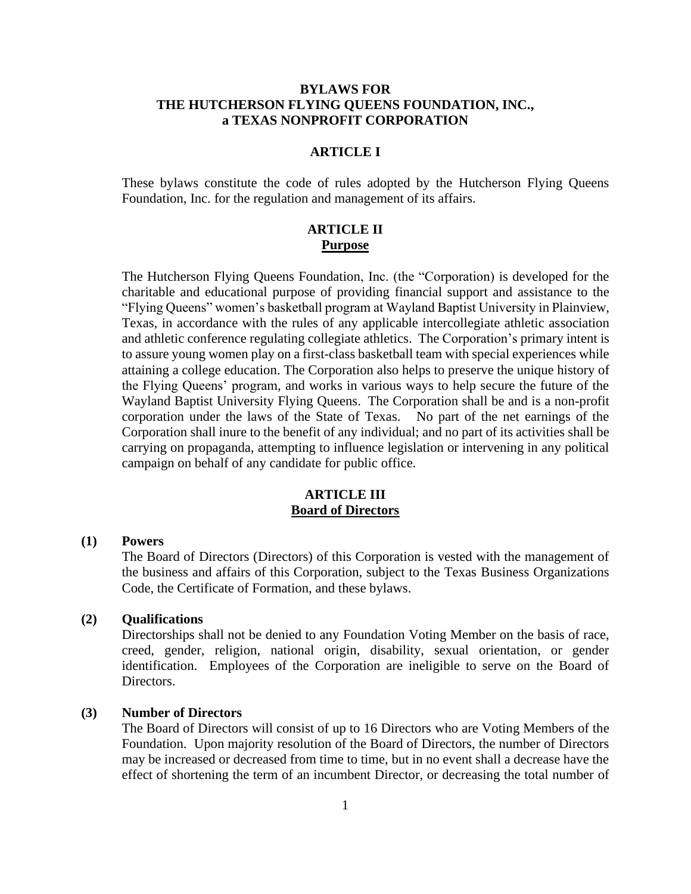# BYLAWS FOR THE HUTCHERSON FLYING QUEENS FOUNDATION, INC., a TEXAS NONPROFIT CORPORATION

## ARTICLE I

These bylaws constitute the code of rules adopted by the Hutcherson Flying Queens Foundation, Inc. for the regulation and management of its affairs.

## ARTICLE II
## Purpose

The Hutcherson Flying Queens Foundation, Inc. (the "Corporation) is developed for the charitable and educational purpose of providing financial support and assistance to the "Flying Queens" women's basketball program at Wayland Baptist University in Plainview, Texas, in accordance with the rules of any applicable intercollegiate athletic association and athletic conference regulating collegiate athletics. The Corporation's primary intent is to assure young women play on a first-class basketball team with special experiences while attaining a college education. The Corporation also helps to preserve the unique history of the Flying Queens' program, and works in various ways to help secure the future of the Wayland Baptist University Flying Queens. The Corporation shall be and is a non-profit corporation under the laws of the State of Texas. No part of the net earnings of the Corporation shall inure to the benefit of any individual; and no part of its activities shall be carrying on propaganda, attempting to influence legislation or intervening in any political campaign on behalf of any candidate for public office.

## ARTICLE III
## Board of Directors

**(1) Powers**

The Board of Directors (Directors) of this Corporation is vested with the management of the business and affairs of this Corporation, subject to the Texas Business Organizations Code, the Certificate of Formation, and these bylaws.

**(2) Qualifications**

Directorships shall not be denied to any Foundation Voting Member on the basis of race, creed, gender, religion, national origin, disability, sexual orientation, or gender identification. Employees of the Corporation are ineligible to serve on the Board of Directors.

**(3) Number of Directors**

The Board of Directors will consist of up to 16 Directors who are Voting Members of the Foundation. Upon majority resolution of the Board of Directors, the number of Directors may be increased or decreased from time to time, but in no event shall a decrease have the effect of shortening the term of an incumbent Director, or decreasing the total number of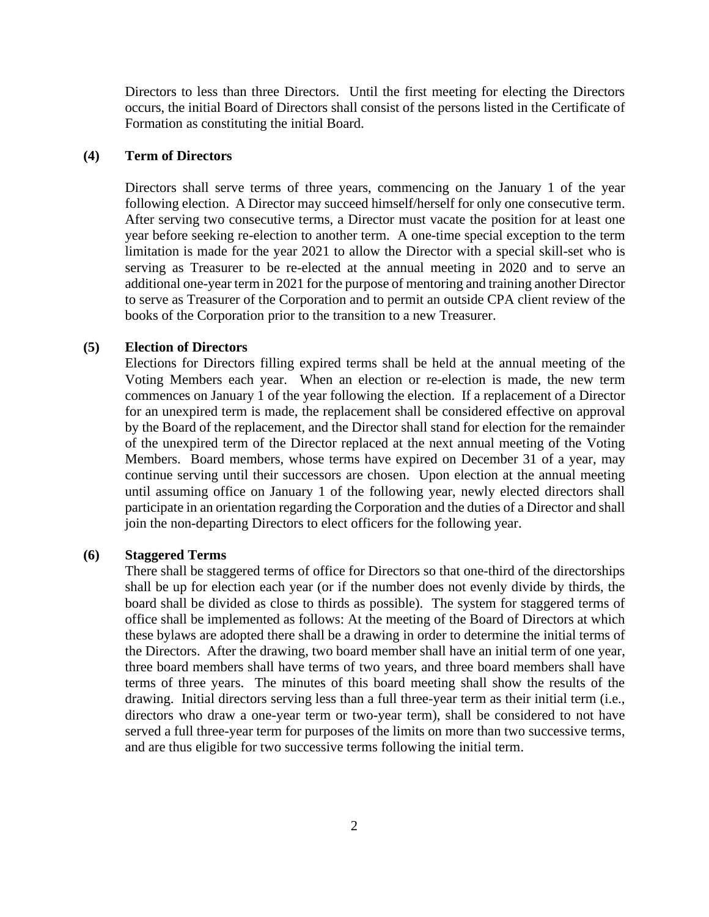Directors to less than three Directors. Until the first meeting for electing the Directors occurs, the initial Board of Directors shall consist of the persons listed in the Certificate of Formation as constituting the initial Board.

**(4) Term of Directors**

Directors shall serve terms of three years, commencing on the January 1 of the year following election. A Director may succeed himself/herself for only one consecutive term. After serving two consecutive terms, a Director must vacate the position for at least one year before seeking re-election to another term. A one-time special exception to the term limitation is made for the year 2021 to allow the Director with a special skill-set who is serving as Treasurer to be re-elected at the annual meeting in 2020 and to serve an additional one-year term in 2021 for the purpose of mentoring and training another Director to serve as Treasurer of the Corporation and to permit an outside CPA client review of the books of the Corporation prior to the transition to a new Treasurer.

**(5) Election of Directors**

Elections for Directors filling expired terms shall be held at the annual meeting of the Voting Members each year. When an election or re-election is made, the new term commences on January 1 of the year following the election. If a replacement of a Director for an unexpired term is made, the replacement shall be considered effective on approval by the Board of the replacement, and the Director shall stand for election for the remainder of the unexpired term of the Director replaced at the next annual meeting of the Voting Members. Board members, whose terms have expired on December 31 of a year, may continue serving until their successors are chosen. Upon election at the annual meeting until assuming office on January 1 of the following year, newly elected directors shall participate in an orientation regarding the Corporation and the duties of a Director and shall join the non-departing Directors to elect officers for the following year.

**(6) Staggered Terms**

There shall be staggered terms of office for Directors so that one-third of the directorships shall be up for election each year (or if the number does not evenly divide by thirds, the board shall be divided as close to thirds as possible). The system for staggered terms of office shall be implemented as follows: At the meeting of the Board of Directors at which these bylaws are adopted there shall be a drawing in order to determine the initial terms of the Directors. After the drawing, two board member shall have an initial term of one year, three board members shall have terms of two years, and three board members shall have terms of three years. The minutes of this board meeting shall show the results of the drawing. Initial directors serving less than a full three-year term as their initial term (i.e., directors who draw a one-year term or two-year term), shall be considered to not have served a full three-year term for purposes of the limits on more than two successive terms, and are thus eligible for two successive terms following the initial term.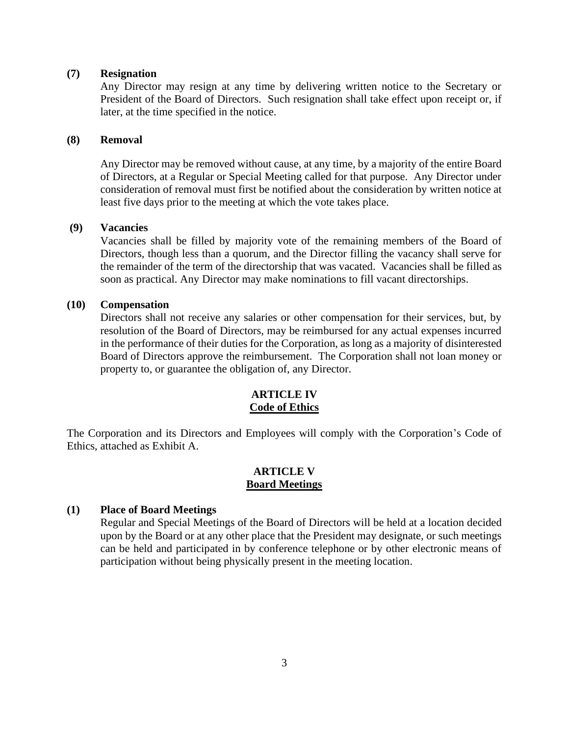**(7) Resignation**

Any Director may resign at any time by delivering written notice to the Secretary or President of the Board of Directors. Such resignation shall take effect upon receipt or, if later, at the time specified in the notice.

**(8) Removal**

Any Director may be removed without cause, at any time, by a majority of the entire Board of Directors, at a Regular or Special Meeting called for that purpose. Any Director under consideration of removal must first be notified about the consideration by written notice at least five days prior to the meeting at which the vote takes place.

**(9) Vacancies**

Vacancies shall be filled by majority vote of the remaining members of the Board of Directors, though less than a quorum, and the Director filling the vacancy shall serve for the remainder of the term of the directorship that was vacated. Vacancies shall be filled as soon as practical. Any Director may make nominations to fill vacant directorships.

**(10) Compensation**

Directors shall not receive any salaries or other compensation for their services, but, by resolution of the Board of Directors, may be reimbursed for any actual expenses incurred in the performance of their duties for the Corporation, as long as a majority of disinterested Board of Directors approve the reimbursement. The Corporation shall not loan money or property to, or guarantee the obligation of, any Director.

## ARTICLE IV
## Code of Ethics

The Corporation and its Directors and Employees will comply with the Corporation's Code of Ethics, attached as Exhibit A.

## ARTICLE V
## Board Meetings

**(1) Place of Board Meetings**

Regular and Special Meetings of the Board of Directors will be held at a location decided upon by the Board or at any other place that the President may designate, or such meetings can be held and participated in by conference telephone or by other electronic means of participation without being physically present in the meeting location.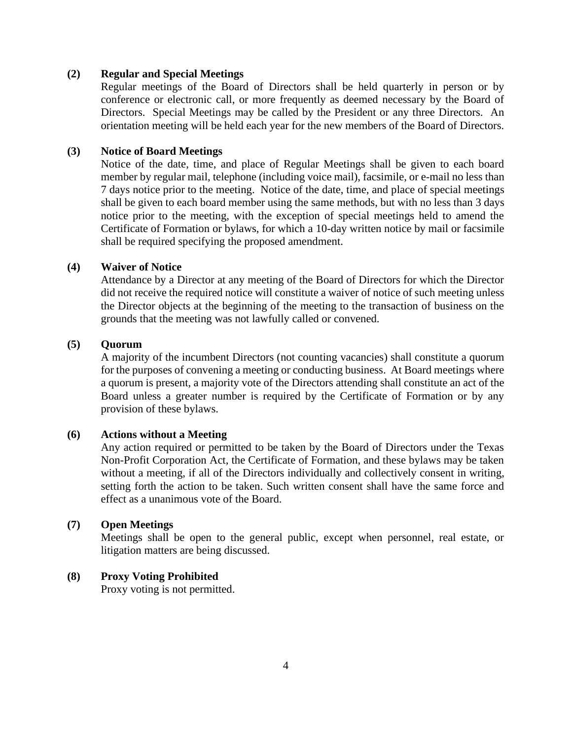**(2) Regular and Special Meetings**

Regular meetings of the Board of Directors shall be held quarterly in person or by conference or electronic call, or more frequently as deemed necessary by the Board of Directors. Special Meetings may be called by the President or any three Directors. An orientation meeting will be held each year for the new members of the Board of Directors.

**(3) Notice of Board Meetings**

Notice of the date, time, and place of Regular Meetings shall be given to each board member by regular mail, telephone (including voice mail), facsimile, or e-mail no less than 7 days notice prior to the meeting. Notice of the date, time, and place of special meetings shall be given to each board member using the same methods, but with no less than 3 days notice prior to the meeting, with the exception of special meetings held to amend the Certificate of Formation or bylaws, for which a 10-day written notice by mail or facsimile shall be required specifying the proposed amendment.

**(4) Waiver of Notice**

Attendance by a Director at any meeting of the Board of Directors for which the Director did not receive the required notice will constitute a waiver of notice of such meeting unless the Director objects at the beginning of the meeting to the transaction of business on the grounds that the meeting was not lawfully called or convened.

**(5) Quorum**

A majority of the incumbent Directors (not counting vacancies) shall constitute a quorum for the purposes of convening a meeting or conducting business. At Board meetings where a quorum is present, a majority vote of the Directors attending shall constitute an act of the Board unless a greater number is required by the Certificate of Formation or by any provision of these bylaws.

**(6) Actions without a Meeting**

Any action required or permitted to be taken by the Board of Directors under the Texas Non-Profit Corporation Act, the Certificate of Formation, and these bylaws may be taken without a meeting, if all of the Directors individually and collectively consent in writing, setting forth the action to be taken. Such written consent shall have the same force and effect as a unanimous vote of the Board.

**(7) Open Meetings**

Meetings shall be open to the general public, except when personnel, real estate, or litigation matters are being discussed.

**(8) Proxy Voting Prohibited**

Proxy voting is not permitted.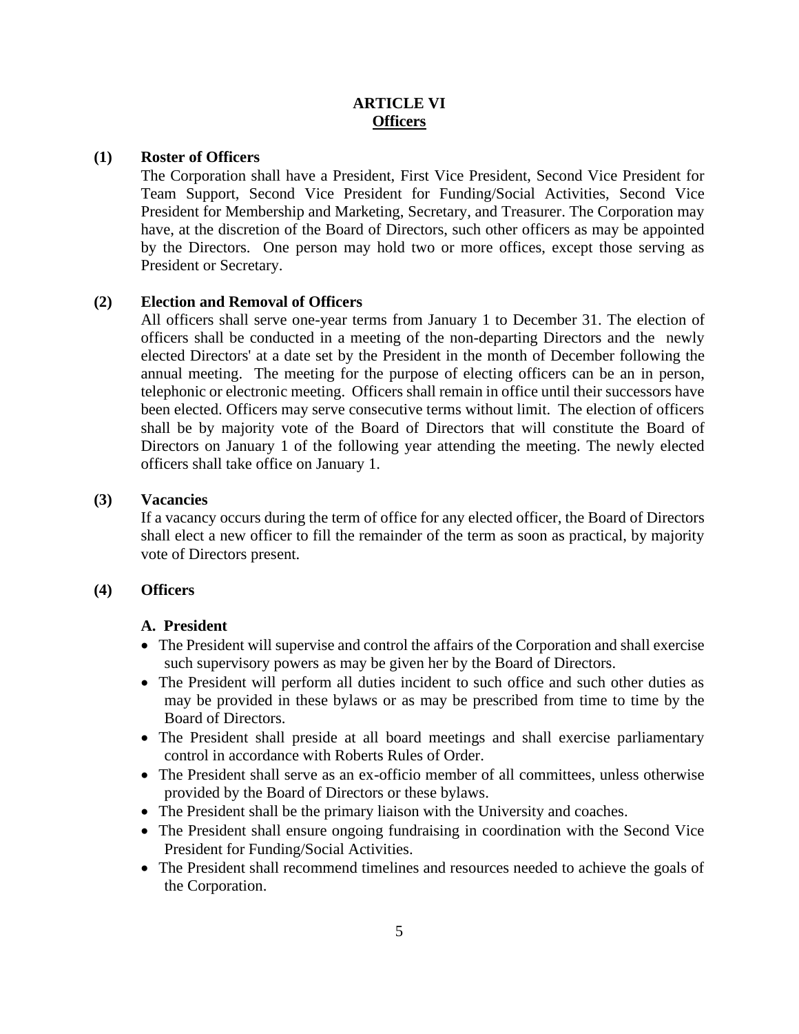# ARTICLE VI
## Officers

**(1) Roster of Officers**

The Corporation shall have a President, First Vice President, Second Vice President for Team Support, Second Vice President for Funding/Social Activities, Second Vice President for Membership and Marketing, Secretary, and Treasurer. The Corporation may have, at the discretion of the Board of Directors, such other officers as may be appointed by the Directors. One person may hold two or more offices, except those serving as President or Secretary.

**(2) Election and Removal of Officers**

All officers shall serve one-year terms from January 1 to December 31. The election of officers shall be conducted in a meeting of the non-departing Directors and the newly elected Directors' at a date set by the President in the month of December following the annual meeting. The meeting for the purpose of electing officers can be an in person, telephonic or electronic meeting. Officers shall remain in office until their successors have been elected. Officers may serve consecutive terms without limit. The election of officers shall be by majority vote of the Board of Directors that will constitute the Board of Directors on January 1 of the following year attending the meeting. The newly elected officers shall take office on January 1.

**(3) Vacancies**

If a vacancy occurs during the term of office for any elected officer, the Board of Directors shall elect a new officer to fill the remainder of the term as soon as practical, by majority vote of Directors present.

**(4) Officers**

**A. President**

- The President will supervise and control the affairs of the Corporation and shall exercise such supervisory powers as may be given her by the Board of Directors.
- The President will perform all duties incident to such office and such other duties as may be provided in these bylaws or as may be prescribed from time to time by the Board of Directors.
- The President shall preside at all board meetings and shall exercise parliamentary control in accordance with Roberts Rules of Order.
- The President shall serve as an ex-officio member of all committees, unless otherwise provided by the Board of Directors or these bylaws.
- The President shall be the primary liaison with the University and coaches.
- The President shall ensure ongoing fundraising in coordination with the Second Vice President for Funding/Social Activities.
- The President shall recommend timelines and resources needed to achieve the goals of the Corporation.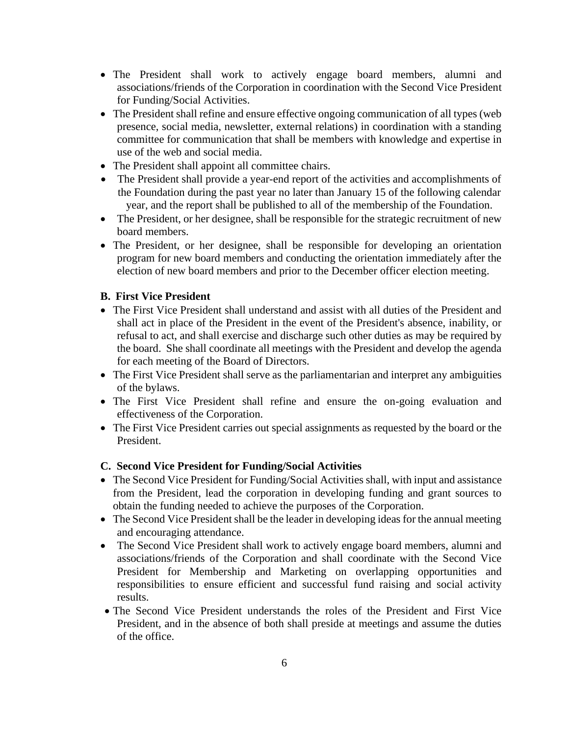- The President shall work to actively engage board members, alumni and associations/friends of the Corporation in coordination with the Second Vice President for Funding/Social Activities.
- The President shall refine and ensure effective ongoing communication of all types (web presence, social media, newsletter, external relations) in coordination with a standing committee for communication that shall be members with knowledge and expertise in use of the web and social media.
- The President shall appoint all committee chairs.
- The President shall provide a year-end report of the activities and accomplishments of the Foundation during the past year no later than January 15 of the following calendar year, and the report shall be published to all of the membership of the Foundation.
- The President, or her designee, shall be responsible for the strategic recruitment of new board members.
- The President, or her designee, shall be responsible for developing an orientation program for new board members and conducting the orientation immediately after the election of new board members and prior to the December officer election meeting.

**B. First Vice President**

- The First Vice President shall understand and assist with all duties of the President and shall act in place of the President in the event of the President's absence, inability, or refusal to act, and shall exercise and discharge such other duties as may be required by the board. She shall coordinate all meetings with the President and develop the agenda for each meeting of the Board of Directors.
- The First Vice President shall serve as the parliamentarian and interpret any ambiguities of the bylaws.
- The First Vice President shall refine and ensure the on-going evaluation and effectiveness of the Corporation.
- The First Vice President carries out special assignments as requested by the board or the President.

**C. Second Vice President for Funding/Social Activities**

- The Second Vice President for Funding/Social Activities shall, with input and assistance from the President, lead the corporation in developing funding and grant sources to obtain the funding needed to achieve the purposes of the Corporation.
- The Second Vice President shall be the leader in developing ideas for the annual meeting and encouraging attendance.
- The Second Vice President shall work to actively engage board members, alumni and associations/friends of the Corporation and shall coordinate with the Second Vice President for Membership and Marketing on overlapping opportunities and responsibilities to ensure efficient and successful fund raising and social activity results.
- The Second Vice President understands the roles of the President and First Vice President, and in the absence of both shall preside at meetings and assume the duties of the office.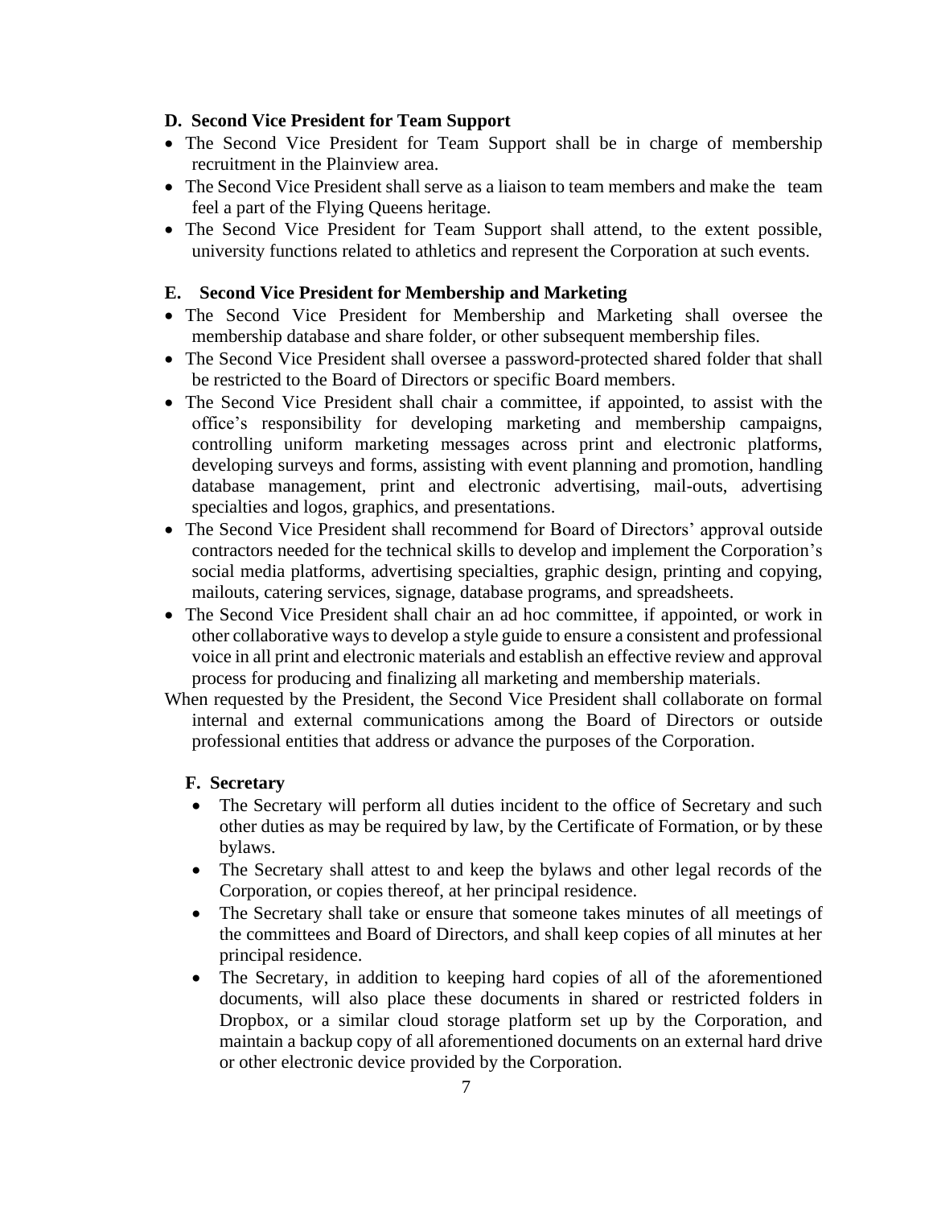**D. Second Vice President for Team Support**

- The Second Vice President for Team Support shall be in charge of membership recruitment in the Plainview area.
- The Second Vice President shall serve as a liaison to team members and make the team feel a part of the Flying Queens heritage.
- The Second Vice President for Team Support shall attend, to the extent possible, university functions related to athletics and represent the Corporation at such events.

**E. Second Vice President for Membership and Marketing**

- The Second Vice President for Membership and Marketing shall oversee the membership database and share folder, or other subsequent membership files.
- The Second Vice President shall oversee a password-protected shared folder that shall be restricted to the Board of Directors or specific Board members.
- The Second Vice President shall chair a committee, if appointed, to assist with the office's responsibility for developing marketing and membership campaigns, controlling uniform marketing messages across print and electronic platforms, developing surveys and forms, assisting with event planning and promotion, handling database management, print and electronic advertising, mail-outs, advertising specialties and logos, graphics, and presentations.
- The Second Vice President shall recommend for Board of Directors' approval outside contractors needed for the technical skills to develop and implement the Corporation's social media platforms, advertising specialties, graphic design, printing and copying, mailouts, catering services, signage, database programs, and spreadsheets.
- The Second Vice President shall chair an ad hoc committee, if appointed, or work in other collaborative ways to develop a style guide to ensure a consistent and professional voice in all print and electronic materials and establish an effective review and approval process for producing and finalizing all marketing and membership materials.

When requested by the President, the Second Vice President shall collaborate on formal internal and external communications among the Board of Directors or outside professional entities that address or advance the purposes of the Corporation.

**F. Secretary**

- The Secretary will perform all duties incident to the office of Secretary and such other duties as may be required by law, by the Certificate of Formation, or by these bylaws.
- The Secretary shall attest to and keep the bylaws and other legal records of the Corporation, or copies thereof, at her principal residence.
- The Secretary shall take or ensure that someone takes minutes of all meetings of the committees and Board of Directors, and shall keep copies of all minutes at her principal residence.
- The Secretary, in addition to keeping hard copies of all of the aforementioned documents, will also place these documents in shared or restricted folders in Dropbox, or a similar cloud storage platform set up by the Corporation, and maintain a backup copy of all aforementioned documents on an external hard drive or other electronic device provided by the Corporation.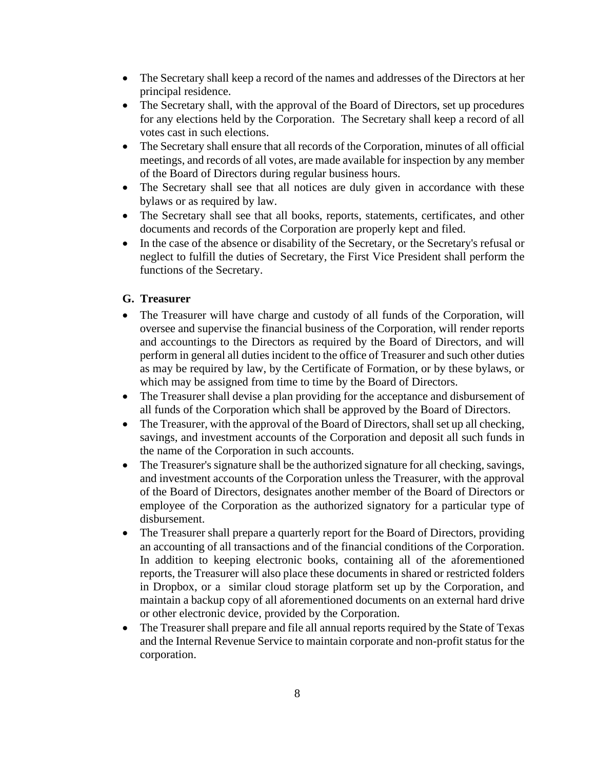- The Secretary shall keep a record of the names and addresses of the Directors at her principal residence.
- The Secretary shall, with the approval of the Board of Directors, set up procedures for any elections held by the Corporation. The Secretary shall keep a record of all votes cast in such elections.
- The Secretary shall ensure that all records of the Corporation, minutes of all official meetings, and records of all votes, are made available for inspection by any member of the Board of Directors during regular business hours.
- The Secretary shall see that all notices are duly given in accordance with these bylaws or as required by law.
- The Secretary shall see that all books, reports, statements, certificates, and other documents and records of the Corporation are properly kept and filed.
- In the case of the absence or disability of the Secretary, or the Secretary's refusal or neglect to fulfill the duties of Secretary, the First Vice President shall perform the functions of the Secretary.

**G. Treasurer**

- The Treasurer will have charge and custody of all funds of the Corporation, will oversee and supervise the financial business of the Corporation, will render reports and accountings to the Directors as required by the Board of Directors, and will perform in general all duties incident to the office of Treasurer and such other duties as may be required by law, by the Certificate of Formation, or by these bylaws, or which may be assigned from time to time by the Board of Directors.
- The Treasurer shall devise a plan providing for the acceptance and disbursement of all funds of the Corporation which shall be approved by the Board of Directors.
- The Treasurer, with the approval of the Board of Directors, shall set up all checking, savings, and investment accounts of the Corporation and deposit all such funds in the name of the Corporation in such accounts.
- The Treasurer's signature shall be the authorized signature for all checking, savings, and investment accounts of the Corporation unless the Treasurer, with the approval of the Board of Directors, designates another member of the Board of Directors or employee of the Corporation as the authorized signatory for a particular type of disbursement.
- The Treasurer shall prepare a quarterly report for the Board of Directors, providing an accounting of all transactions and of the financial conditions of the Corporation. In addition to keeping electronic books, containing all of the aforementioned reports, the Treasurer will also place these documents in shared or restricted folders in Dropbox, or a similar cloud storage platform set up by the Corporation, and maintain a backup copy of all aforementioned documents on an external hard drive or other electronic device, provided by the Corporation.
- The Treasurer shall prepare and file all annual reports required by the State of Texas and the Internal Revenue Service to maintain corporate and non-profit status for the corporation.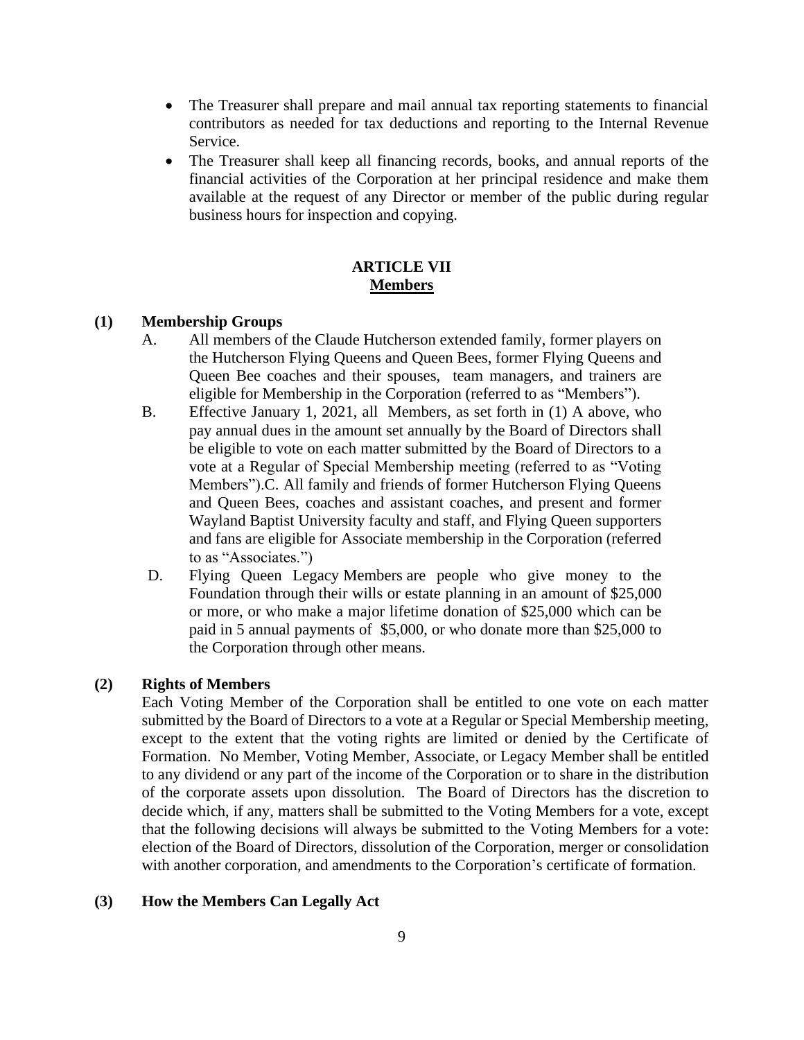- The Treasurer shall prepare and mail annual tax reporting statements to financial contributors as needed for tax deductions and reporting to the Internal Revenue Service.
- The Treasurer shall keep all financing records, books, and annual reports of the financial activities of the Corporation at her principal residence and make them available at the request of any Director or member of the public during regular business hours for inspection and copying.

## ARTICLE VII
## <u>Members</u>

**(1) Membership Groups**

A. All members of the Claude Hutcherson extended family, former players on the Hutcherson Flying Queens and Queen Bees, former Flying Queens and Queen Bee coaches and their spouses, team managers, and trainers are eligible for Membership in the Corporation (referred to as "Members").

B. Effective January 1, 2021, all Members, as set forth in (1) A above, who pay annual dues in the amount set annually by the Board of Directors shall be eligible to vote on each matter submitted by the Board of Directors to a vote at a Regular of Special Membership meeting (referred to as "Voting Members").C. All family and friends of former Hutcherson Flying Queens and Queen Bees, coaches and assistant coaches, and present and former Wayland Baptist University faculty and staff, and Flying Queen supporters and fans are eligible for Associate membership in the Corporation (referred to as "Associates.")

D. Flying Queen Legacy Members are people who give money to the Foundation through their wills or estate planning in an amount of $25,000 or more, or who make a major lifetime donation of $25,000 which can be paid in 5 annual payments of $5,000, or who donate more than $25,000 to the Corporation through other means.

**(2) Rights of Members**

Each Voting Member of the Corporation shall be entitled to one vote on each matter submitted by the Board of Directors to a vote at a Regular or Special Membership meeting, except to the extent that the voting rights are limited or denied by the Certificate of Formation. No Member, Voting Member, Associate, or Legacy Member shall be entitled to any dividend or any part of the income of the Corporation or to share in the distribution of the corporate assets upon dissolution. The Board of Directors has the discretion to decide which, if any, matters shall be submitted to the Voting Members for a vote, except that the following decisions will always be submitted to the Voting Members for a vote: election of the Board of Directors, dissolution of the Corporation, merger or consolidation with another corporation, and amendments to the Corporation's certificate of formation.

**(3) How the Members Can Legally Act**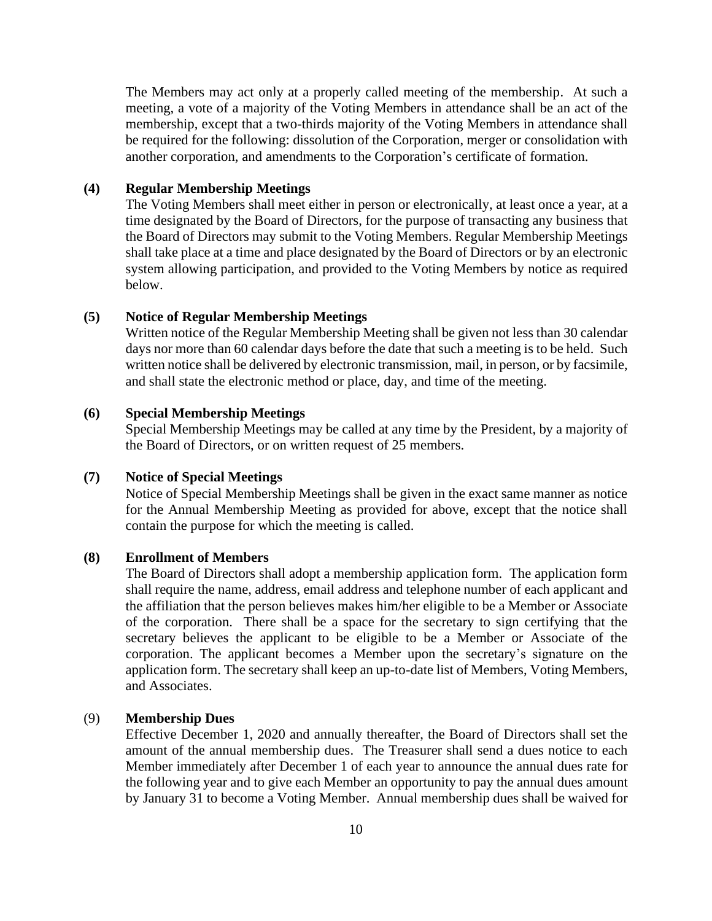The Members may act only at a properly called meeting of the membership. At such a meeting, a vote of a majority of the Voting Members in attendance shall be an act of the membership, except that a two-thirds majority of the Voting Members in attendance shall be required for the following: dissolution of the Corporation, merger or consolidation with another corporation, and amendments to the Corporation's certificate of formation.

**(4) Regular Membership Meetings**

The Voting Members shall meet either in person or electronically, at least once a year, at a time designated by the Board of Directors, for the purpose of transacting any business that the Board of Directors may submit to the Voting Members. Regular Membership Meetings shall take place at a time and place designated by the Board of Directors or by an electronic system allowing participation, and provided to the Voting Members by notice as required below.

**(5) Notice of Regular Membership Meetings**

Written notice of the Regular Membership Meeting shall be given not less than 30 calendar days nor more than 60 calendar days before the date that such a meeting is to be held. Such written notice shall be delivered by electronic transmission, mail, in person, or by facsimile, and shall state the electronic method or place, day, and time of the meeting.

**(6) Special Membership Meetings**

Special Membership Meetings may be called at any time by the President, by a majority of the Board of Directors, or on written request of 25 members.

**(7) Notice of Special Meetings**

Notice of Special Membership Meetings shall be given in the exact same manner as notice for the Annual Membership Meeting as provided for above, except that the notice shall contain the purpose for which the meeting is called.

**(8) Enrollment of Members**

The Board of Directors shall adopt a membership application form. The application form shall require the name, address, email address and telephone number of each applicant and the affiliation that the person believes makes him/her eligible to be a Member or Associate of the corporation. There shall be a space for the secretary to sign certifying that the secretary believes the applicant to be eligible to be a Member or Associate of the corporation. The applicant becomes a Member upon the secretary's signature on the application form. The secretary shall keep an up-to-date list of Members, Voting Members, and Associates.

(9) **Membership Dues**

Effective December 1, 2020 and annually thereafter, the Board of Directors shall set the amount of the annual membership dues. The Treasurer shall send a dues notice to each Member immediately after December 1 of each year to announce the annual dues rate for the following year and to give each Member an opportunity to pay the annual dues amount by January 31 to become a Voting Member. Annual membership dues shall be waived for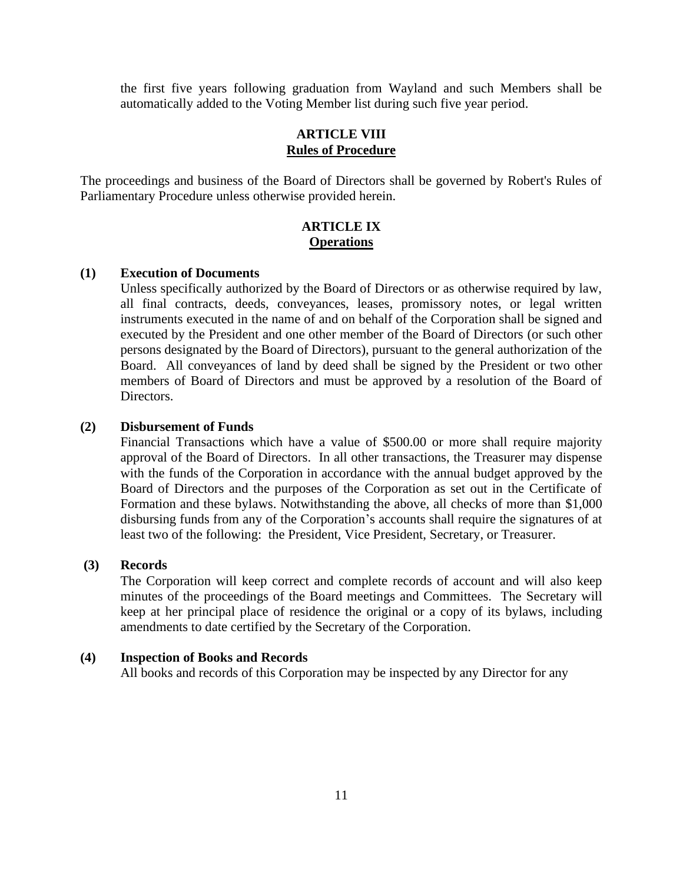the first five years following graduation from Wayland and such Members shall be automatically added to the Voting Member list during such five year period.

## ARTICLE VIII
## Rules of Procedure

The proceedings and business of the Board of Directors shall be governed by Robert's Rules of Parliamentary Procedure unless otherwise provided herein.

## ARTICLE IX
## Operations

**(1) Execution of Documents**

Unless specifically authorized by the Board of Directors or as otherwise required by law, all final contracts, deeds, conveyances, leases, promissory notes, or legal written instruments executed in the name of and on behalf of the Corporation shall be signed and executed by the President and one other member of the Board of Directors (or such other persons designated by the Board of Directors), pursuant to the general authorization of the Board. All conveyances of land by deed shall be signed by the President or two other members of Board of Directors and must be approved by a resolution of the Board of Directors.

**(2) Disbursement of Funds**

Financial Transactions which have a value of $500.00 or more shall require majority approval of the Board of Directors. In all other transactions, the Treasurer may dispense with the funds of the Corporation in accordance with the annual budget approved by the Board of Directors and the purposes of the Corporation as set out in the Certificate of Formation and these bylaws. Notwithstanding the above, all checks of more than $1,000 disbursing funds from any of the Corporation's accounts shall require the signatures of at least two of the following: the President, Vice President, Secretary, or Treasurer.

**(3) Records**

The Corporation will keep correct and complete records of account and will also keep minutes of the proceedings of the Board meetings and Committees. The Secretary will keep at her principal place of residence the original or a copy of its bylaws, including amendments to date certified by the Secretary of the Corporation.

**(4) Inspection of Books and Records**

All books and records of this Corporation may be inspected by any Director for any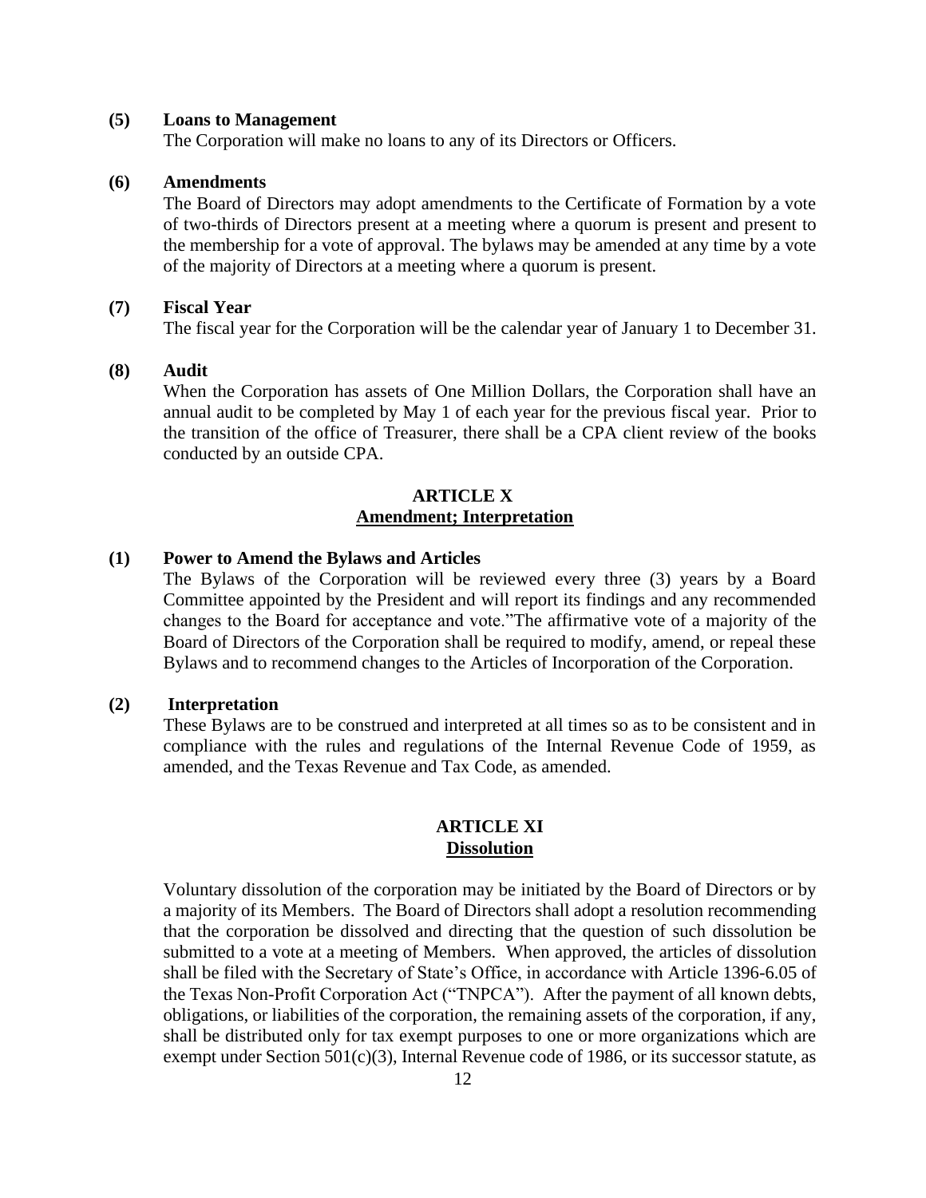**(5) Loans to Management**

The Corporation will make no loans to any of its Directors or Officers.

**(6) Amendments**

The Board of Directors may adopt amendments to the Certificate of Formation by a vote of two-thirds of Directors present at a meeting where a quorum is present and present to the membership for a vote of approval. The bylaws may be amended at any time by a vote of the majority of Directors at a meeting where a quorum is present.

**(7) Fiscal Year**

The fiscal year for the Corporation will be the calendar year of January 1 to December 31.

**(8) Audit**

When the Corporation has assets of One Million Dollars, the Corporation shall have an annual audit to be completed by May 1 of each year for the previous fiscal year. Prior to the transition of the office of Treasurer, there shall be a CPA client review of the books conducted by an outside CPA.

## ARTICLE X
## Amendment; Interpretation

**(1) Power to Amend the Bylaws and Articles**

The Bylaws of the Corporation will be reviewed every three (3) years by a Board Committee appointed by the President and will report its findings and any recommended changes to the Board for acceptance and vote."The affirmative vote of a majority of the Board of Directors of the Corporation shall be required to modify, amend, or repeal these Bylaws and to recommend changes to the Articles of Incorporation of the Corporation.

**(2) Interpretation**

These Bylaws are to be construed and interpreted at all times so as to be consistent and in compliance with the rules and regulations of the Internal Revenue Code of 1959, as amended, and the Texas Revenue and Tax Code, as amended.

## ARTICLE XI
## Dissolution

Voluntary dissolution of the corporation may be initiated by the Board of Directors or by a majority of its Members. The Board of Directors shall adopt a resolution recommending that the corporation be dissolved and directing that the question of such dissolution be submitted to a vote at a meeting of Members. When approved, the articles of dissolution shall be filed with the Secretary of State's Office, in accordance with Article 1396-6.05 of the Texas Non-Profit Corporation Act ("TNPCA"). After the payment of all known debts, obligations, or liabilities of the corporation, the remaining assets of the corporation, if any, shall be distributed only for tax exempt purposes to one or more organizations which are exempt under Section 501(c)(3), Internal Revenue code of 1986, or its successor statute, as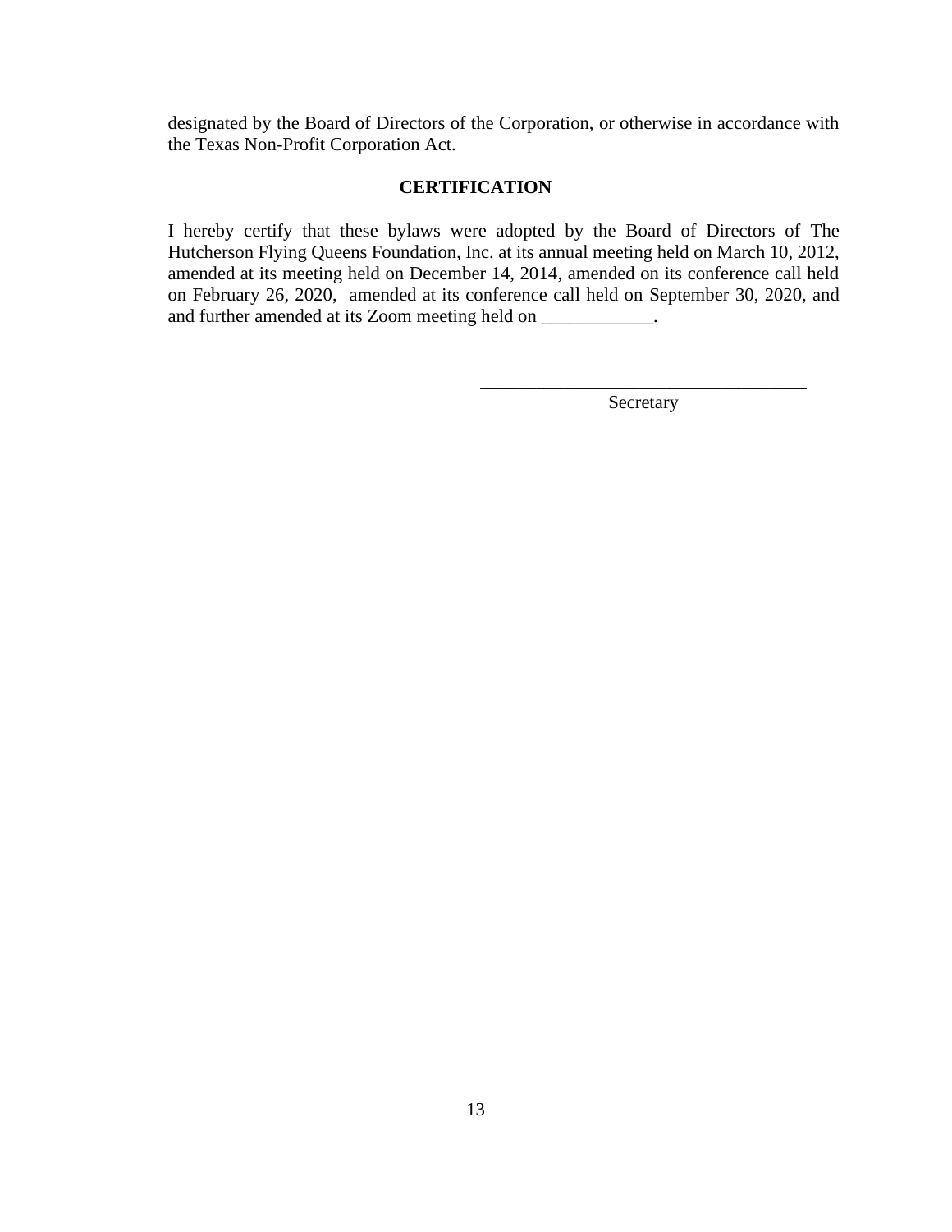designated by the Board of Directors of the Corporation, or otherwise in accordance with the Texas Non-Profit Corporation Act.

**CERTIFICATION**

I hereby certify that these bylaws were adopted by the Board of Directors of The Hutcherson Flying Queens Foundation, Inc. at its annual meeting held on March 10, 2012, amended at its meeting held on December 14, 2014, amended on its conference call held on February 26, 2020, amended at its conference call held on September 30, 2020, and and further amended at its Zoom meeting held on ____________.

____________________________________
Secretary